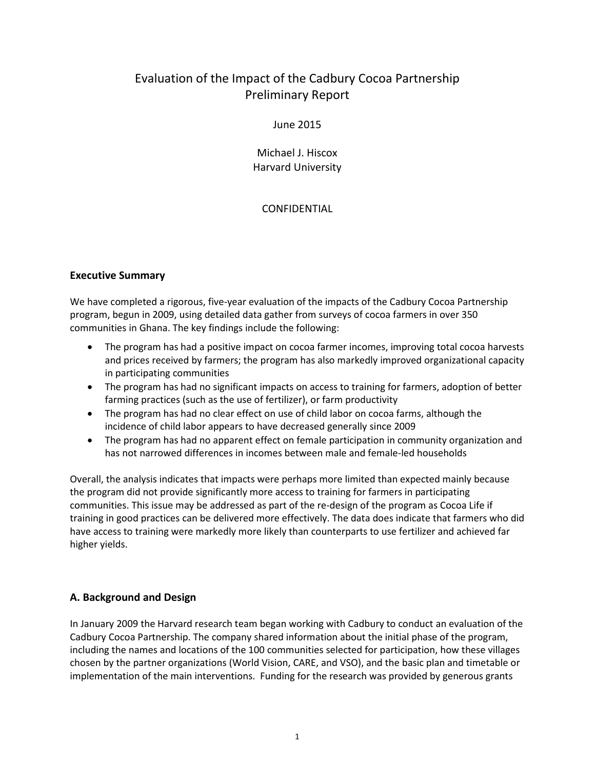# Evaluation of the Impact of the Cadbury Cocoa Partnership
# Preliminary Report

June 2015

Michael J. Hiscox
Harvard University

CONFIDENTIAL

## Executive Summary

We have completed a rigorous, five-year evaluation of the impacts of the Cadbury Cocoa Partnership program, begun in 2009, using detailed data gather from surveys of cocoa farmers in over 350 communities in Ghana. The key findings include the following:

- The program has had a positive impact on cocoa farmer incomes, improving total cocoa harvests and prices received by farmers; the program has also markedly improved organizational capacity in participating communities
- The program has had no significant impacts on access to training for farmers, adoption of better farming practices (such as the use of fertilizer), or farm productivity
- The program has had no clear effect on use of child labor on cocoa farms, although the incidence of child labor appears to have decreased generally since 2009
- The program has had no apparent effect on female participation in community organization and has not narrowed differences in incomes between male and female-led households

Overall, the analysis indicates that impacts were perhaps more limited than expected mainly because the program did not provide significantly more access to training for farmers in participating communities. This issue may be addressed as part of the re-design of the program as Cocoa Life if training in good practices can be delivered more effectively. The data does indicate that farmers who did have access to training were markedly more likely than counterparts to use fertilizer and achieved far higher yields.

## A. Background and Design

In January 2009 the Harvard research team began working with Cadbury to conduct an evaluation of the Cadbury Cocoa Partnership. The company shared information about the initial phase of the program, including the names and locations of the 100 communities selected for participation, how these villages chosen by the partner organizations (World Vision, CARE, and VSO), and the basic plan and timetable or implementation of the main interventions. Funding for the research was provided by generous grants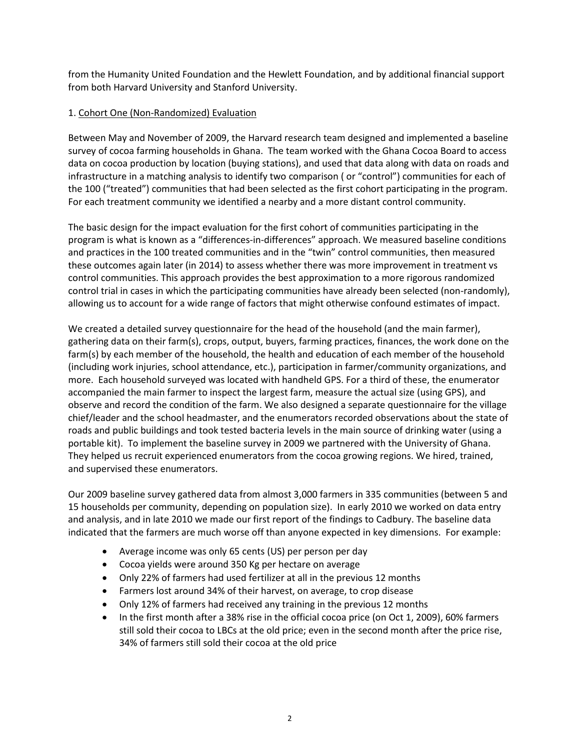from the Humanity United Foundation and the Hewlett Foundation, and by additional financial support from both Harvard University and Stanford University.

1. <u>Cohort One (Non-Randomized) Evaluation</u>

Between May and November of 2009, the Harvard research team designed and implemented a baseline survey of cocoa farming households in Ghana. The team worked with the Ghana Cocoa Board to access data on cocoa production by location (buying stations), and used that data along with data on roads and infrastructure in a matching analysis to identify two comparison ( or "control") communities for each of the 100 ("treated") communities that had been selected as the first cohort participating in the program. For each treatment community we identified a nearby and a more distant control community.

The basic design for the impact evaluation for the first cohort of communities participating in the program is what is known as a "differences-in-differences" approach. We measured baseline conditions and practices in the 100 treated communities and in the "twin" control communities, then measured these outcomes again later (in 2014) to assess whether there was more improvement in treatment vs control communities. This approach provides the best approximation to a more rigorous randomized control trial in cases in which the participating communities have already been selected (non-randomly), allowing us to account for a wide range of factors that might otherwise confound estimates of impact.

We created a detailed survey questionnaire for the head of the household (and the main farmer), gathering data on their farm(s), crops, output, buyers, farming practices, finances, the work done on the farm(s) by each member of the household, the health and education of each member of the household (including work injuries, school attendance, etc.), participation in farmer/community organizations, and more. Each household surveyed was located with handheld GPS. For a third of these, the enumerator accompanied the main farmer to inspect the largest farm, measure the actual size (using GPS), and observe and record the condition of the farm. We also designed a separate questionnaire for the village chief/leader and the school headmaster, and the enumerators recorded observations about the state of roads and public buildings and took tested bacteria levels in the main source of drinking water (using a portable kit). To implement the baseline survey in 2009 we partnered with the University of Ghana. They helped us recruit experienced enumerators from the cocoa growing regions. We hired, trained, and supervised these enumerators.

Our 2009 baseline survey gathered data from almost 3,000 farmers in 335 communities (between 5 and 15 households per community, depending on population size). In early 2010 we worked on data entry and analysis, and in late 2010 we made our first report of the findings to Cadbury. The baseline data indicated that the farmers are much worse off than anyone expected in key dimensions. For example:

- Average income was only 65 cents (US) per person per day
- Cocoa yields were around 350 Kg per hectare on average
- Only 22% of farmers had used fertilizer at all in the previous 12 months
- Farmers lost around 34% of their harvest, on average, to crop disease
- Only 12% of farmers had received any training in the previous 12 months
- In the first month after a 38% rise in the official cocoa price (on Oct 1, 2009), 60% farmers still sold their cocoa to LBCs at the old price; even in the second month after the price rise, 34% of farmers still sold their cocoa at the old price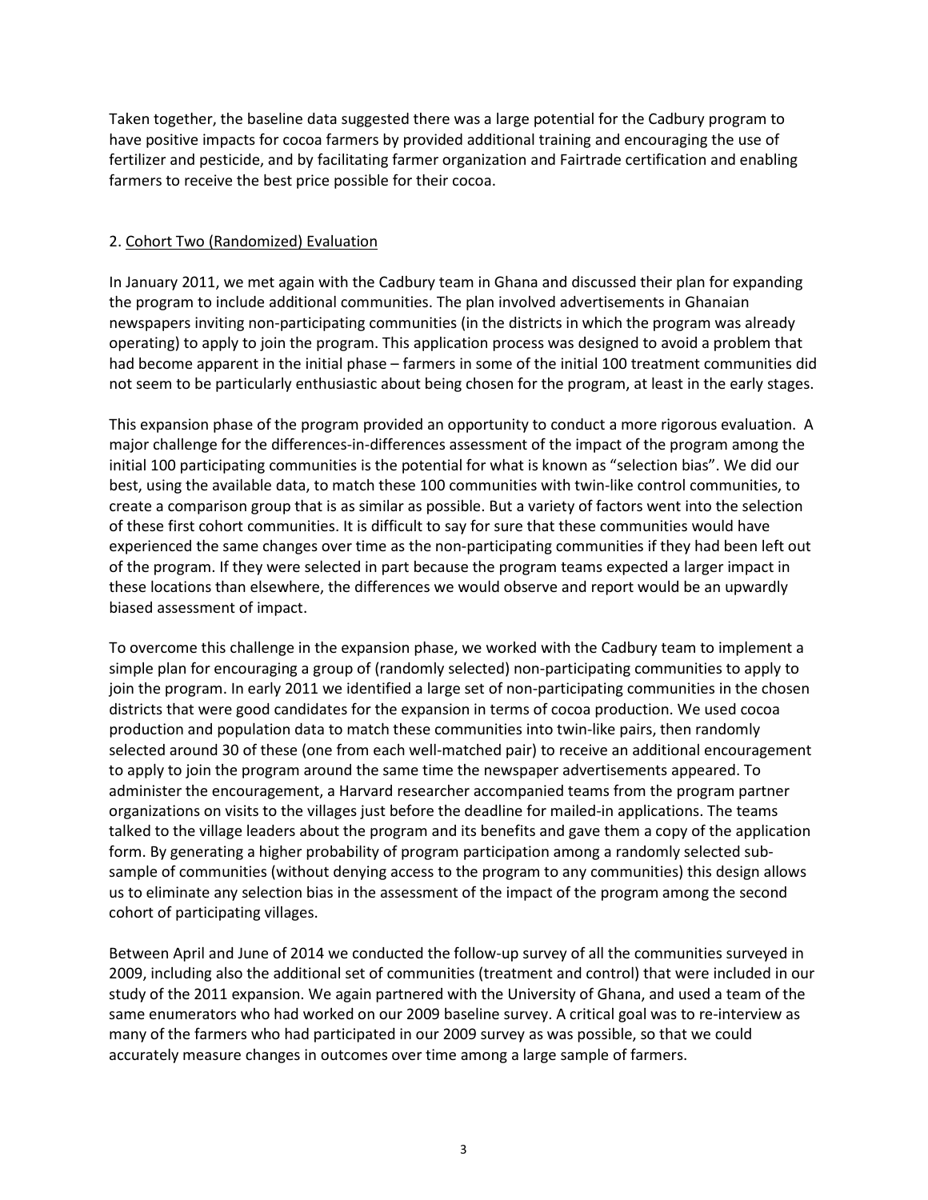Taken together, the baseline data suggested there was a large potential for the Cadbury program to have positive impacts for cocoa farmers by provided additional training and encouraging the use of fertilizer and pesticide, and by facilitating farmer organization and Fairtrade certification and enabling farmers to receive the best price possible for their cocoa.

## 2. Cohort Two (Randomized) Evaluation

In January 2011, we met again with the Cadbury team in Ghana and discussed their plan for expanding the program to include additional communities. The plan involved advertisements in Ghanaian newspapers inviting non-participating communities (in the districts in which the program was already operating) to apply to join the program. This application process was designed to avoid a problem that had become apparent in the initial phase – farmers in some of the initial 100 treatment communities did not seem to be particularly enthusiastic about being chosen for the program, at least in the early stages.

This expansion phase of the program provided an opportunity to conduct a more rigorous evaluation. A major challenge for the differences-in-differences assessment of the impact of the program among the initial 100 participating communities is the potential for what is known as "selection bias". We did our best, using the available data, to match these 100 communities with twin-like control communities, to create a comparison group that is as similar as possible. But a variety of factors went into the selection of these first cohort communities. It is difficult to say for sure that these communities would have experienced the same changes over time as the non-participating communities if they had been left out of the program. If they were selected in part because the program teams expected a larger impact in these locations than elsewhere, the differences we would observe and report would be an upwardly biased assessment of impact.

To overcome this challenge in the expansion phase, we worked with the Cadbury team to implement a simple plan for encouraging a group of (randomly selected) non-participating communities to apply to join the program. In early 2011 we identified a large set of non-participating communities in the chosen districts that were good candidates for the expansion in terms of cocoa production. We used cocoa production and population data to match these communities into twin-like pairs, then randomly selected around 30 of these (one from each well-matched pair) to receive an additional encouragement to apply to join the program around the same time the newspaper advertisements appeared. To administer the encouragement, a Harvard researcher accompanied teams from the program partner organizations on visits to the villages just before the deadline for mailed-in applications. The teams talked to the village leaders about the program and its benefits and gave them a copy of the application form. By generating a higher probability of program participation among a randomly selected sub-sample of communities (without denying access to the program to any communities) this design allows us to eliminate any selection bias in the assessment of the impact of the program among the second cohort of participating villages.

Between April and June of 2014 we conducted the follow-up survey of all the communities surveyed in 2009, including also the additional set of communities (treatment and control) that were included in our study of the 2011 expansion. We again partnered with the University of Ghana, and used a team of the same enumerators who had worked on our 2009 baseline survey. A critical goal was to re-interview as many of the farmers who had participated in our 2009 survey as was possible, so that we could accurately measure changes in outcomes over time among a large sample of farmers.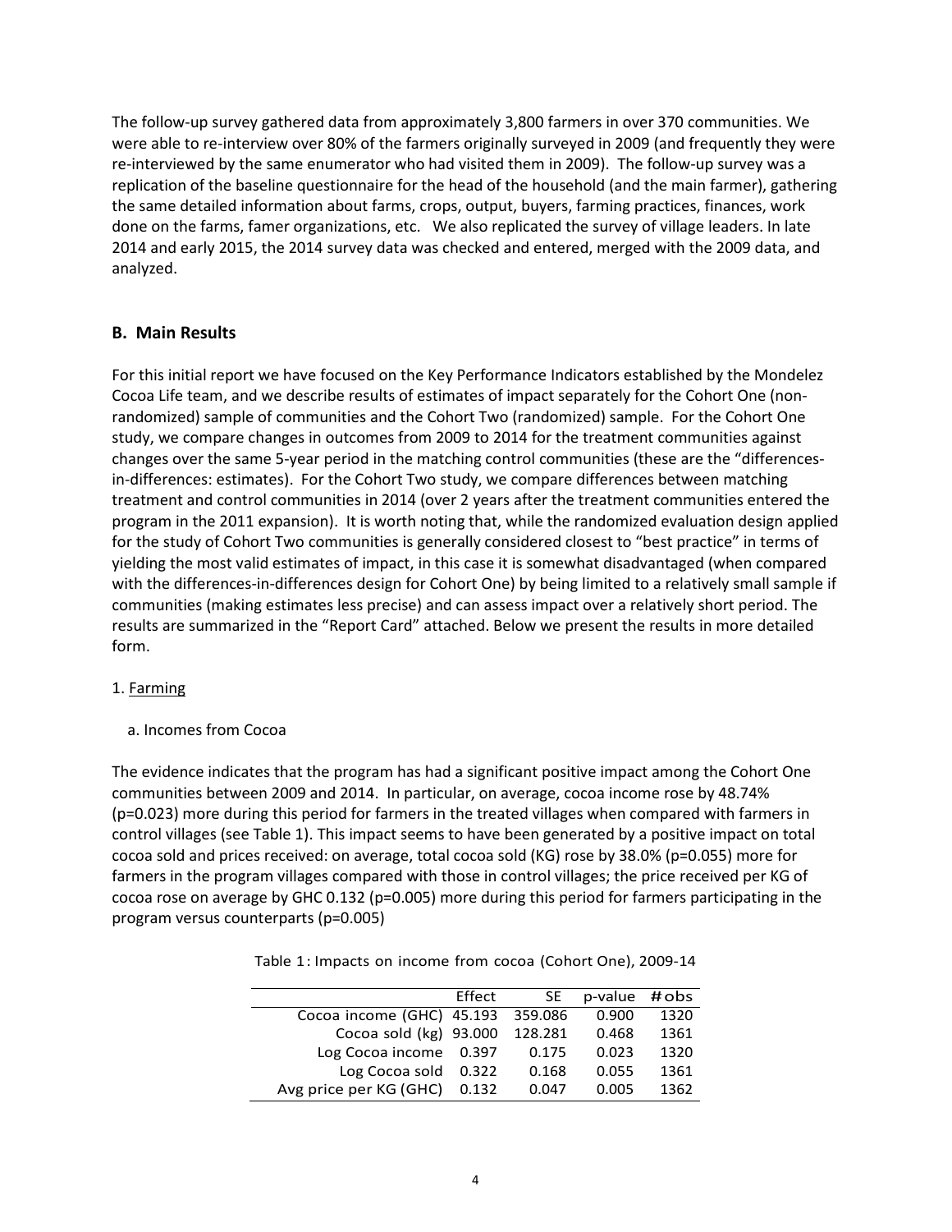The follow-up survey gathered data from approximately 3,800 farmers in over 370 communities. We were able to re-interview over 80% of the farmers originally surveyed in 2009 (and frequently they were re-interviewed by the same enumerator who had visited them in 2009). The follow-up survey was a replication of the baseline questionnaire for the head of the household (and the main farmer), gathering the same detailed information about farms, crops, output, buyers, farming practices, finances, work done on the farms, famer organizations, etc. We also replicated the survey of village leaders. In late 2014 and early 2015, the 2014 survey data was checked and entered, merged with the 2009 data, and analyzed.

## B. Main Results

For this initial report we have focused on the Key Performance Indicators established by the Mondelez Cocoa Life team, and we describe results of estimates of impact separately for the Cohort One (non-randomized) sample of communities and the Cohort Two (randomized) sample. For the Cohort One study, we compare changes in outcomes from 2009 to 2014 for the treatment communities against changes over the same 5-year period in the matching control communities (these are the "differences-in-differences: estimates). For the Cohort Two study, we compare differences between matching treatment and control communities in 2014 (over 2 years after the treatment communities entered the program in the 2011 expansion). It is worth noting that, while the randomized evaluation design applied for the study of Cohort Two communities is generally considered closest to "best practice" in terms of yielding the most valid estimates of impact, in this case it is somewhat disadvantaged (when compared with the differences-in-differences design for Cohort One) by being limited to a relatively small sample if communities (making estimates less precise) and can assess impact over a relatively short period. The results are summarized in the "Report Card" attached. Below we present the results in more detailed form.

1. Farming

a. Incomes from Cocoa

The evidence indicates that the program has had a significant positive impact among the Cohort One communities between 2009 and 2014. In particular, on average, cocoa income rose by 48.74% (p=0.023) more during this period for farmers in the treated villages when compared with farmers in control villages (see Table 1). This impact seems to have been generated by a positive impact on total cocoa sold and prices received: on average, total cocoa sold (KG) rose by 38.0% (p=0.055) more for farmers in the program villages compared with those in control villages; the price received per KG of cocoa rose on average by GHC 0.132 (p=0.005) more during this period for farmers participating in the program versus counterparts (p=0.005)

Table 1: Impacts on income from cocoa (Cohort One), 2009-14

| | Effect | SE | p-value | # obs |
|---|---|---|---|---|
| Cocoa income (GHC) | 45.193 | 359.086 | 0.900 | 1320 |
| Cocoa sold (kg) | 93.000 | 128.281 | 0.468 | 1361 |
| Log Cocoa income | 0.397 | 0.175 | 0.023 | 1320 |
| Log Cocoa sold | 0.322 | 0.168 | 0.055 | 1361 |
| Avg price per KG (GHC) | 0.132 | 0.047 | 0.005 | 1362 |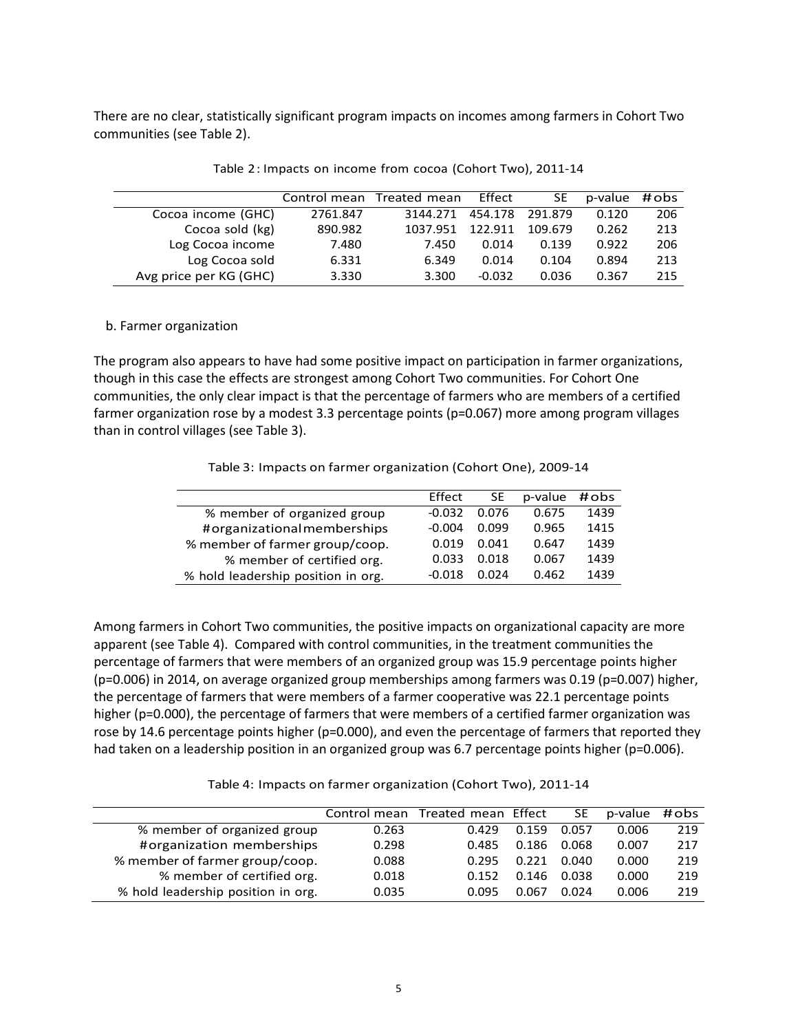There are no clear, statistically significant program impacts on incomes among farmers in Cohort Two communities (see Table 2).

Table 2: Impacts on income from cocoa (Cohort Two), 2011-14

| | Control mean | Treated mean | Effect | SE | p-value | #obs |
|---|---|---|---|---|---|---|
| Cocoa income (GHC) | 2761.847 | 3144.271 | 454.178 | 291.879 | 0.120 | 206 |
| Cocoa sold (kg) | 890.982 | 1037.951 | 122.911 | 109.679 | 0.262 | 213 |
| Log Cocoa income | 7.480 | 7.450 | 0.014 | 0.139 | 0.922 | 206 |
| Log Cocoa sold | 6.331 | 6.349 | 0.014 | 0.104 | 0.894 | 213 |
| Avg price per KG (GHC) | 3.330 | 3.300 | -0.032 | 0.036 | 0.367 | 215 |

b. Farmer organization

The program also appears to have had some positive impact on participation in farmer organizations, though in this case the effects are strongest among Cohort Two communities. For Cohort One communities, the only clear impact is that the percentage of farmers who are members of a certified farmer organization rose by a modest 3.3 percentage points (p=0.067) more among program villages than in control villages (see Table 3).

Table 3: Impacts on farmer organization (Cohort One), 2009-14

| | Effect | SE | p-value | #obs |
|---|---|---|---|---|
| % member of organized group | -0.032 | 0.076 | 0.675 | 1439 |
| #organizational memberships | -0.004 | 0.099 | 0.965 | 1415 |
| % member of farmer group/coop. | 0.019 | 0.041 | 0.647 | 1439 |
| % member of certified org. | 0.033 | 0.018 | 0.067 | 1439 |
| % hold leadership position in org. | -0.018 | 0.024 | 0.462 | 1439 |

Among farmers in Cohort Two communities, the positive impacts on organizational capacity are more apparent (see Table 4). Compared with control communities, in the treatment communities the percentage of farmers that were members of an organized group was 15.9 percentage points higher (p=0.006) in 2014, on average organized group memberships among farmers was 0.19 (p=0.007) higher, the percentage of farmers that were members of a farmer cooperative was 22.1 percentage points higher (p=0.000), the percentage of farmers that were members of a certified farmer organization was rose by 14.6 percentage points higher (p=0.000), and even the percentage of farmers that reported they had taken on a leadership position in an organized group was 6.7 percentage points higher (p=0.006).

Table 4: Impacts on farmer organization (Cohort Two), 2011-14

| | Control mean | Treated mean | Effect | SE | p-value | #obs |
|---|---|---|---|---|---|---|
| % member of organized group | 0.263 | 0.429 | 0.159 | 0.057 | 0.006 | 219 |
| #organization memberships | 0.298 | 0.485 | 0.186 | 0.068 | 0.007 | 217 |
| % member of farmer group/coop. | 0.088 | 0.295 | 0.221 | 0.040 | 0.000 | 219 |
| % member of certified org. | 0.018 | 0.152 | 0.146 | 0.038 | 0.000 | 219 |
| % hold leadership position in org. | 0.035 | 0.095 | 0.067 | 0.024 | 0.006 | 219 |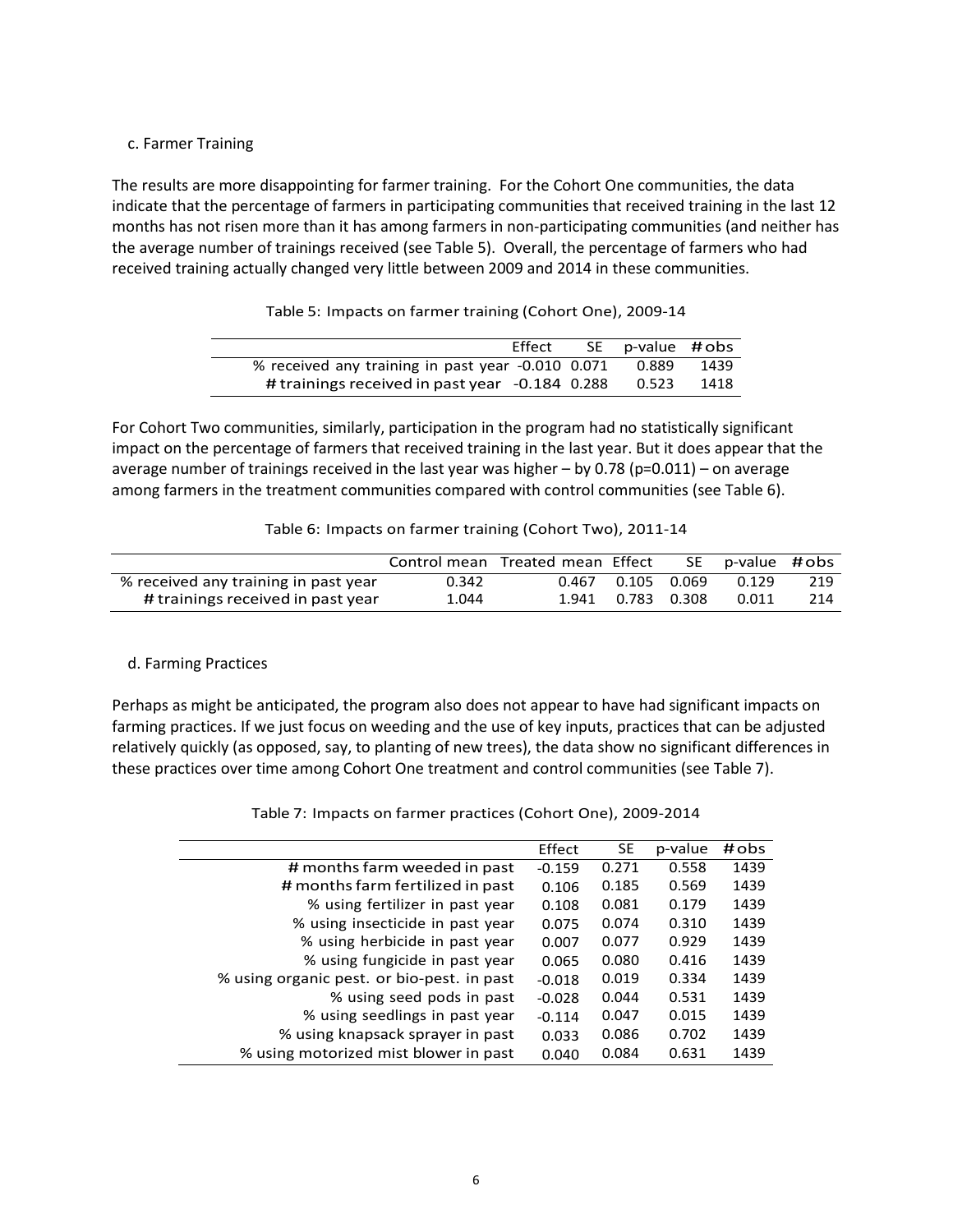c. Farmer Training

The results are more disappointing for farmer training. For the Cohort One communities, the data indicate that the percentage of farmers in participating communities that received training in the last 12 months has not risen more than it has among farmers in non-participating communities (and neither has the average number of trainings received (see Table 5). Overall, the percentage of farmers who had received training actually changed very little between 2009 and 2014 in these communities.

Table 5: Impacts on farmer training (Cohort One), 2009-14

| | Effect | SE | p-value | # obs |
|---|---|---|---|---|
| % received any training in past year | -0.010 | 0.071 | 0.889 | 1439 |
| # trainings received in past year | -0.184 | 0.288 | 0.523 | 1418 |

For Cohort Two communities, similarly, participation in the program had no statistically significant impact on the percentage of farmers that received training in the last year. But it does appear that the average number of trainings received in the last year was higher – by 0.78 (p=0.011) – on average among farmers in the treatment communities compared with control communities (see Table 6).

Table 6: Impacts on farmer training (Cohort Two), 2011-14

| | Control mean | Treated mean | Effect | SE | p-value | # obs |
|---|---|---|---|---|---|---|
| % received any training in past year | 0.342 | 0.467 | 0.105 | 0.069 | 0.129 | 219 |
| # trainings received in past year | 1.044 | 1.941 | 0.783 | 0.308 | 0.011 | 214 |

d. Farming Practices

Perhaps as might be anticipated, the program also does not appear to have had significant impacts on farming practices. If we just focus on weeding and the use of key inputs, practices that can be adjusted relatively quickly (as opposed, say, to planting of new trees), the data show no significant differences in these practices over time among Cohort One treatment and control communities (see Table 7).

Table 7: Impacts on farmer practices (Cohort One), 2009-2014

| | Effect | SE | p-value | # obs |
|---|---|---|---|---|
| # months farm weeded in past | -0.159 | 0.271 | 0.558 | 1439 |
| # months farm fertilized in past | 0.106 | 0.185 | 0.569 | 1439 |
| % using fertilizer in past year | 0.108 | 0.081 | 0.179 | 1439 |
| % using insecticide in past year | 0.075 | 0.074 | 0.310 | 1439 |
| % using herbicide in past year | 0.007 | 0.077 | 0.929 | 1439 |
| % using fungicide in past year | 0.065 | 0.080 | 0.416 | 1439 |
| % using organic pest. or bio-pest. in past | -0.018 | 0.019 | 0.334 | 1439 |
| % using seed pods in past | -0.028 | 0.044 | 0.531 | 1439 |
| % using seedlings in past year | -0.114 | 0.047 | 0.015 | 1439 |
| % using knapsack sprayer in past | 0.033 | 0.086 | 0.702 | 1439 |
| % using motorized mist blower in past | 0.040 | 0.084 | 0.631 | 1439 |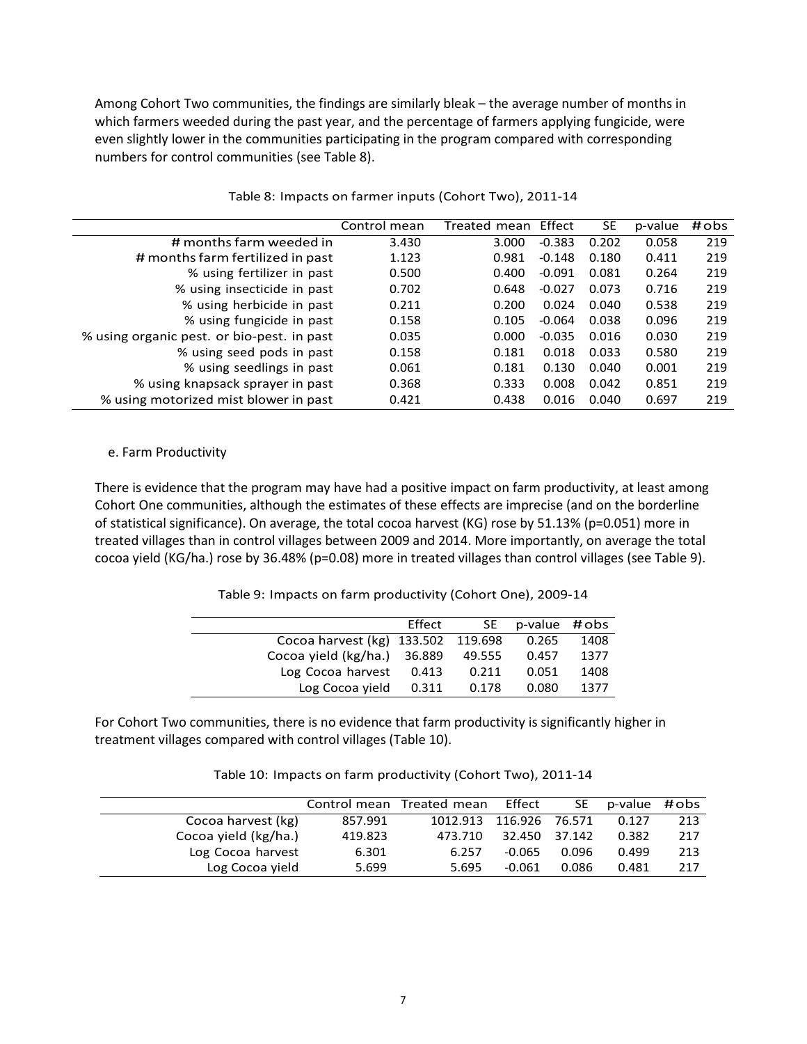Among Cohort Two communities, the findings are similarly bleak – the average number of months in which farmers weeded during the past year, and the percentage of farmers applying fungicide, were even slightly lower in the communities participating in the program compared with corresponding numbers for control communities (see Table 8).

Table 8: Impacts on farmer inputs (Cohort Two), 2011-14

| | Control mean | Treated mean | Effect | SE | p-value | #obs |
|---|---|---|---|---|---|---|
| # months farm weeded in | 3.430 | 3.000 | -0.383 | 0.202 | 0.058 | 219 |
| # months farm fertilized in past | 1.123 | 0.981 | -0.148 | 0.180 | 0.411 | 219 |
| % using fertilizer in past | 0.500 | 0.400 | -0.091 | 0.081 | 0.264 | 219 |
| % using insecticide in past | 0.702 | 0.648 | -0.027 | 0.073 | 0.716 | 219 |
| % using herbicide in past | 0.211 | 0.200 | 0.024 | 0.040 | 0.538 | 219 |
| % using fungicide in past | 0.158 | 0.105 | -0.064 | 0.038 | 0.096 | 219 |
| % using organic pest. or bio-pest. in past | 0.035 | 0.000 | -0.035 | 0.016 | 0.030 | 219 |
| % using seed pods in past | 0.158 | 0.181 | 0.018 | 0.033 | 0.580 | 219 |
| % using seedlings in past | 0.061 | 0.181 | 0.130 | 0.040 | 0.001 | 219 |
| % using knapsack sprayer in past | 0.368 | 0.333 | 0.008 | 0.042 | 0.851 | 219 |
| % using motorized mist blower in past | 0.421 | 0.438 | 0.016 | 0.040 | 0.697 | 219 |

e. Farm Productivity

There is evidence that the program may have had a positive impact on farm productivity, at least among Cohort One communities, although the estimates of these effects are imprecise (and on the borderline of statistical significance). On average, the total cocoa harvest (KG) rose by 51.13% (p=0.051) more in treated villages than in control villages between 2009 and 2014. More importantly, on average the total cocoa yield (KG/ha.) rose by 36.48% (p=0.08) more in treated villages than control villages (see Table 9).

Table 9: Impacts on farm productivity (Cohort One), 2009-14

| | Effect | SE | p-value | #obs |
|---|---|---|---|---|
| Cocoa harvest (kg) | 133.502 | 119.698 | 0.265 | 1408 |
| Cocoa yield (kg/ha.) | 36.889 | 49.555 | 0.457 | 1377 |
| Log Cocoa harvest | 0.413 | 0.211 | 0.051 | 1408 |
| Log Cocoa yield | 0.311 | 0.178 | 0.080 | 1377 |

For Cohort Two communities, there is no evidence that farm productivity is significantly higher in treatment villages compared with control villages (Table 10).

Table 10: Impacts on farm productivity (Cohort Two), 2011-14

| | Control mean | Treated mean | Effect | SE | p-value | #obs |
|---|---|---|---|---|---|---|
| Cocoa harvest (kg) | 857.991 | 1012.913 | 116.926 | 76.571 | 0.127 | 213 |
| Cocoa yield (kg/ha.) | 419.823 | 473.710 | 32.450 | 37.142 | 0.382 | 217 |
| Log Cocoa harvest | 6.301 | 6.257 | -0.065 | 0.096 | 0.499 | 213 |
| Log Cocoa yield | 5.699 | 5.695 | -0.061 | 0.086 | 0.481 | 217 |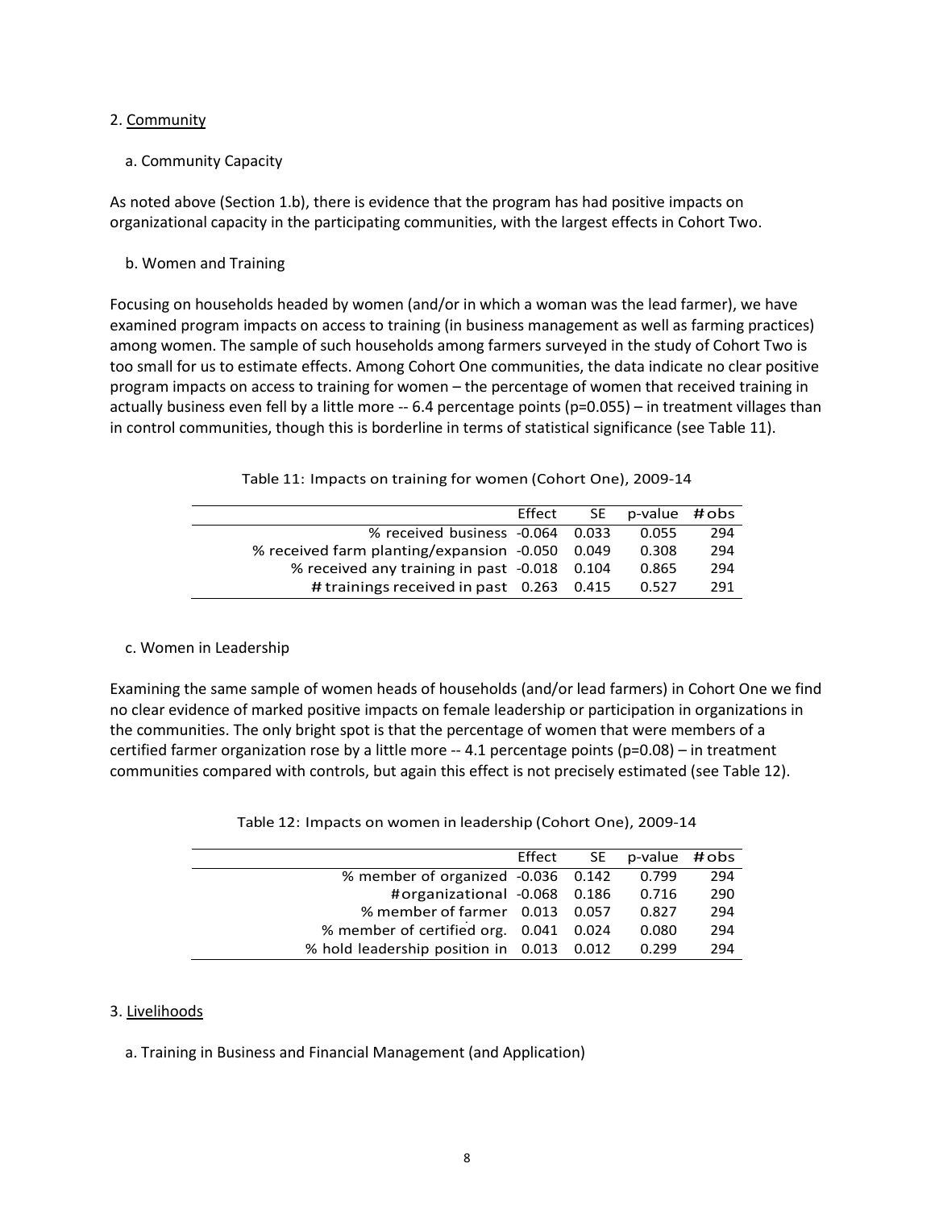2. Community

a. Community Capacity

As noted above (Section 1.b), there is evidence that the program has had positive impacts on organizational capacity in the participating communities, with the largest effects in Cohort Two.

b. Women and Training

Focusing on households headed by women (and/or in which a woman was the lead farmer), we have examined program impacts on access to training (in business management as well as farming practices) among women. The sample of such households among farmers surveyed in the study of Cohort Two is too small for us to estimate effects. Among Cohort One communities, the data indicate no clear positive program impacts on access to training for women – the percentage of women that received training in actually business even fell by a little more -- 6.4 percentage points (p=0.055) – in treatment villages than in control communities, though this is borderline in terms of statistical significance (see Table 11).

Table 11: Impacts on training for women (Cohort One), 2009-14

| | Effect | SE | p-value | # obs |
|---|---|---|---|---|
| % received business | -0.064 | 0.033 | 0.055 | 294 |
| % received farm planting/expansion | -0.050 | 0.049 | 0.308 | 294 |
| % received any training in past | -0.018 | 0.104 | 0.865 | 294 |
| # trainings received in past | 0.263 | 0.415 | 0.527 | 291 |

c. Women in Leadership

Examining the same sample of women heads of households (and/or lead farmers) in Cohort One we find no clear evidence of marked positive impacts on female leadership or participation in organizations in the communities. The only bright spot is that the percentage of women that were members of a certified farmer organization rose by a little more -- 4.1 percentage points (p=0.08) – in treatment communities compared with controls, but again this effect is not precisely estimated (see Table 12).

Table 12: Impacts on women in leadership (Cohort One), 2009-14

| | Effect | SE | p-value | # obs |
|---|---|---|---|---|
| % member of organized | -0.036 | 0.142 | 0.799 | 294 |
| # organizational | -0.068 | 0.186 | 0.716 | 290 |
| % member of farmer | 0.013 | 0.057 | 0.827 | 294 |
| % member of certified org. | 0.041 | 0.024 | 0.080 | 294 |
| % hold leadership position in | 0.013 | 0.012 | 0.299 | 294 |

3. Livelihoods

a. Training in Business and Financial Management (and Application)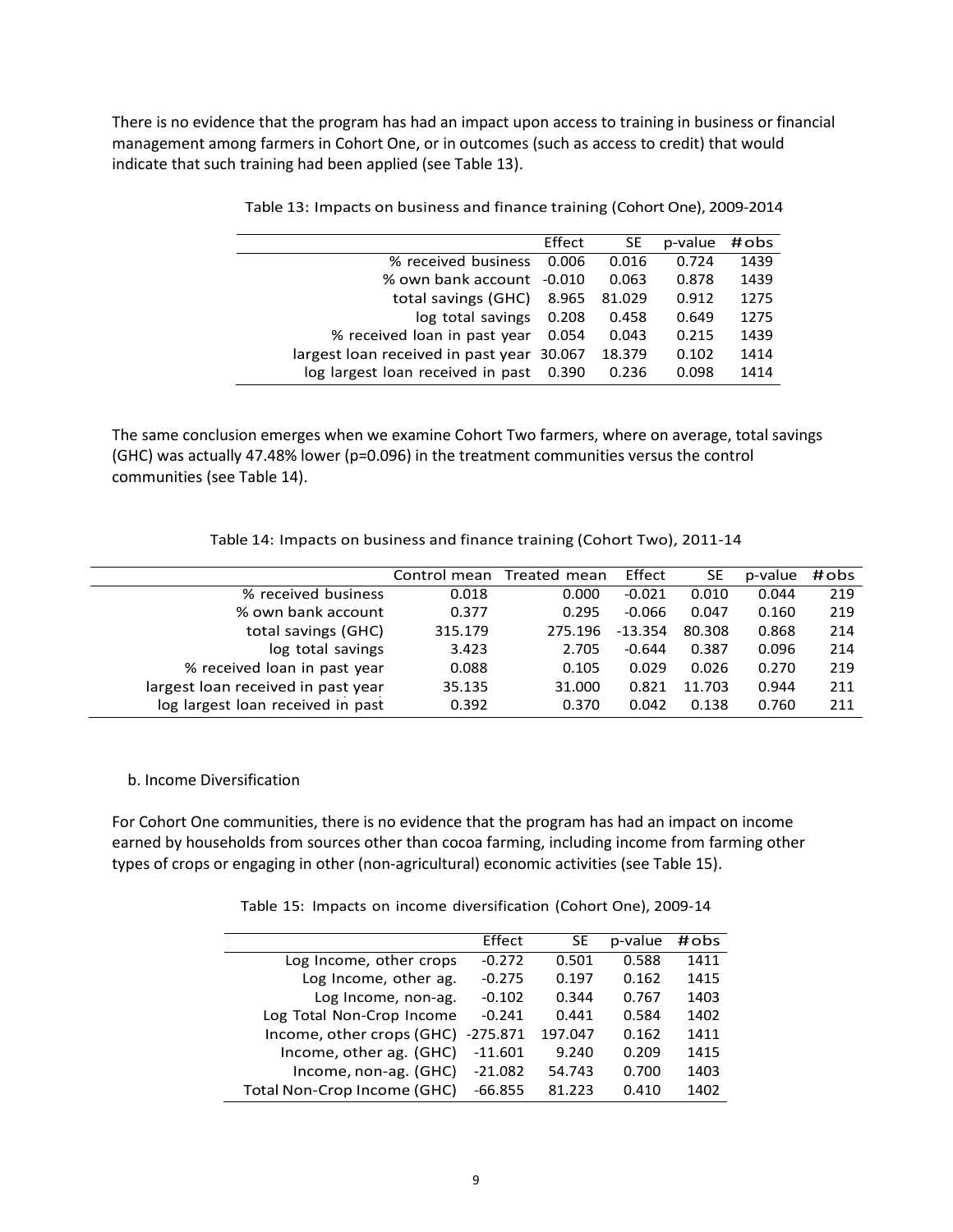There is no evidence that the program has had an impact upon access to training in business or financial management among farmers in Cohort One, or in outcomes (such as access to credit) that would indicate that such training had been applied (see Table 13).

Table 13: Impacts on business and finance training (Cohort One), 2009-2014

| | Effect | SE | p-value | #obs |
|---|---|---|---|---|
| % received business | 0.006 | 0.016 | 0.724 | 1439 |
| % own bank account | -0.010 | 0.063 | 0.878 | 1439 |
| total savings (GHC) | 8.965 | 81.029 | 0.912 | 1275 |
| log total savings | 0.208 | 0.458 | 0.649 | 1275 |
| % received loan in past year | 0.054 | 0.043 | 0.215 | 1439 |
| largest loan received in past year | 30.067 | 18.379 | 0.102 | 1414 |
| log largest loan received in past | 0.390 | 0.236 | 0.098 | 1414 |

The same conclusion emerges when we examine Cohort Two farmers, where on average, total savings (GHC) was actually 47.48% lower (p=0.096) in the treatment communities versus the control communities (see Table 14).

Table 14: Impacts on business and finance training (Cohort Two), 2011-14

| | Control mean | Treated mean | Effect | SE | p-value | #obs |
|---|---|---|---|---|---|---|
| % received business | 0.018 | 0.000 | -0.021 | 0.010 | 0.044 | 219 |
| % own bank account | 0.377 | 0.295 | -0.066 | 0.047 | 0.160 | 219 |
| total savings (GHC) | 315.179 | 275.196 | -13.354 | 80.308 | 0.868 | 214 |
| log total savings | 3.423 | 2.705 | -0.644 | 0.387 | 0.096 | 214 |
| % received loan in past year | 0.088 | 0.105 | 0.029 | 0.026 | 0.270 | 219 |
| largest loan received in past year | 35.135 | 31.000 | 0.821 | 11.703 | 0.944 | 211 |
| log largest loan received in past | 0.392 | 0.370 | 0.042 | 0.138 | 0.760 | 211 |

b. Income Diversification

For Cohort One communities, there is no evidence that the program has had an impact on income earned by households from sources other than cocoa farming, including income from farming other types of crops or engaging in other (non-agricultural) economic activities (see Table 15).

Table 15: Impacts on income diversification (Cohort One), 2009-14

| | Effect | SE | p-value | #obs |
|---|---|---|---|---|
| Log Income, other crops | -0.272 | 0.501 | 0.588 | 1411 |
| Log Income, other ag. | -0.275 | 0.197 | 0.162 | 1415 |
| Log Income, non-ag. | -0.102 | 0.344 | 0.767 | 1403 |
| Log Total Non-Crop Income | -0.241 | 0.441 | 0.584 | 1402 |
| Income, other crops (GHC) | -275.871 | 197.047 | 0.162 | 1411 |
| Income, other ag. (GHC) | -11.601 | 9.240 | 0.209 | 1415 |
| Income, non-ag. (GHC) | -21.082 | 54.743 | 0.700 | 1403 |
| Total Non-Crop Income (GHC) | -66.855 | 81.223 | 0.410 | 1402 |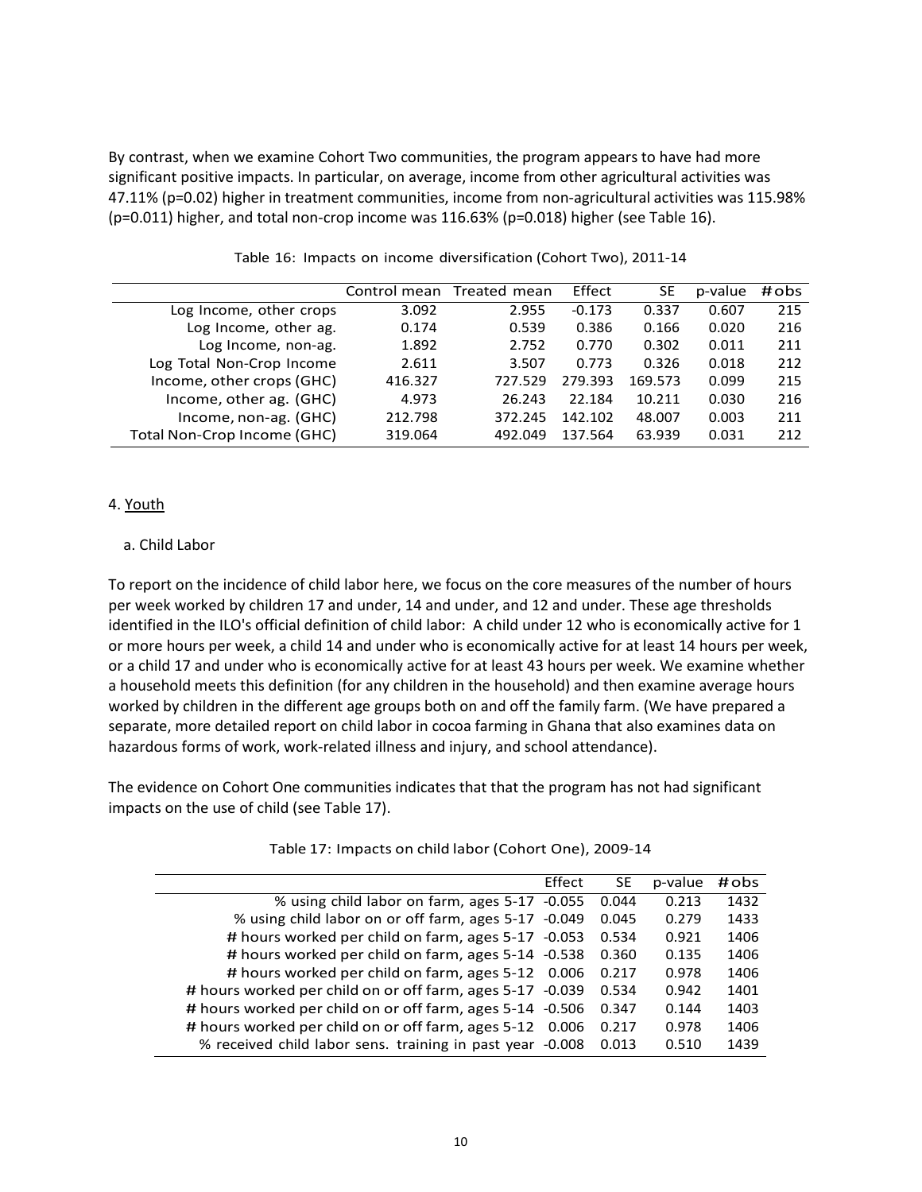By contrast, when we examine Cohort Two communities, the program appears to have had more significant positive impacts. In particular, on average, income from other agricultural activities was 47.11% (p=0.02) higher in treatment communities, income from non-agricultural activities was 115.98% (p=0.011) higher, and total non-crop income was 116.63% (p=0.018) higher (see Table 16).

Table 16: Impacts on income diversification (Cohort Two), 2011-14

| | Control mean | Treated mean | Effect | SE | p-value | # obs |
|---|---|---|---|---|---|---|
| Log Income, other crops | 3.092 | 2.955 | -0.173 | 0.337 | 0.607 | 215 |
| Log Income, other ag. | 0.174 | 0.539 | 0.386 | 0.166 | 0.020 | 216 |
| Log Income, non-ag. | 1.892 | 2.752 | 0.770 | 0.302 | 0.011 | 211 |
| Log Total Non-Crop Income | 2.611 | 3.507 | 0.773 | 0.326 | 0.018 | 212 |
| Income, other crops (GHC) | 416.327 | 727.529 | 279.393 | 169.573 | 0.099 | 215 |
| Income, other ag. (GHC) | 4.973 | 26.243 | 22.184 | 10.211 | 0.030 | 216 |
| Income, non-ag. (GHC) | 212.798 | 372.245 | 142.102 | 48.007 | 0.003 | 211 |
| Total Non-Crop Income (GHC) | 319.064 | 492.049 | 137.564 | 63.939 | 0.031 | 212 |

4. Youth

a. Child Labor

To report on the incidence of child labor here, we focus on the core measures of the number of hours per week worked by children 17 and under, 14 and under, and 12 and under. These age thresholds identified in the ILO's official definition of child labor: A child under 12 who is economically active for 1 or more hours per week, a child 14 and under who is economically active for at least 14 hours per week, or a child 17 and under who is economically active for at least 43 hours per week. We examine whether a household meets this definition (for any children in the household) and then examine average hours worked by children in the different age groups both on and off the family farm. (We have prepared a separate, more detailed report on child labor in cocoa farming in Ghana that also examines data on hazardous forms of work, work-related illness and injury, and school attendance).

The evidence on Cohort One communities indicates that that the program has not had significant impacts on the use of child (see Table 17).

Table 17: Impacts on child labor (Cohort One), 2009-14

| | Effect | SE | p-value | # obs |
|---|---|---|---|---|
| % using child labor on farm, ages 5-17 | -0.055 | 0.044 | 0.213 | 1432 |
| % using child labor on or off farm, ages 5-17 | -0.049 | 0.045 | 0.279 | 1433 |
| # hours worked per child on farm, ages 5-17 | -0.053 | 0.534 | 0.921 | 1406 |
| # hours worked per child on farm, ages 5-14 | -0.538 | 0.360 | 0.135 | 1406 |
| # hours worked per child on farm, ages 5-12 | 0.006 | 0.217 | 0.978 | 1406 |
| # hours worked per child on or off farm, ages 5-17 | -0.039 | 0.534 | 0.942 | 1401 |
| # hours worked per child on or off farm, ages 5-14 | -0.506 | 0.347 | 0.144 | 1403 |
| # hours worked per child on or off farm, ages 5-12 | 0.006 | 0.217 | 0.978 | 1406 |
| % received child labor sens. training in past year | -0.008 | 0.013 | 0.510 | 1439 |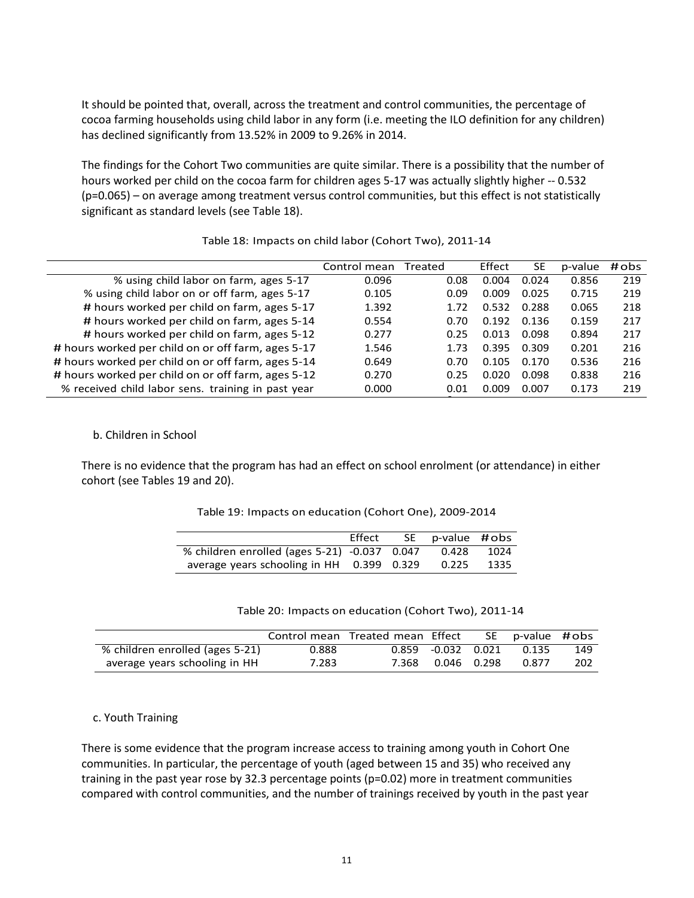It should be pointed that, overall, across the treatment and control communities, the percentage of cocoa farming households using child labor in any form (i.e. meeting the ILO definition for any children) has declined significantly from 13.52% in 2009 to 9.26% in 2014.

The findings for the Cohort Two communities are quite similar. There is a possibility that the number of hours worked per child on the cocoa farm for children ages 5-17 was actually slightly higher -- 0.532 (p=0.065) – on average among treatment versus control communities, but this effect is not statistically significant as standard levels (see Table 18).

Table 18: Impacts on child labor (Cohort Two), 2011-14

| | Control mean | Treated | Effect | SE | p-value | # obs |
|---|---|---|---|---|---|---|
| % using child labor on farm, ages 5-17 | 0.096 | 0.08 | 0.004 | 0.024 | 0.856 | 219 |
| % using child labor on or off farm, ages 5-17 | 0.105 | 0.09 | 0.009 | 0.025 | 0.715 | 219 |
| # hours worked per child on farm, ages 5-17 | 1.392 | 1.72 | 0.532 | 0.288 | 0.065 | 218 |
| # hours worked per child on farm, ages 5-14 | 0.554 | 0.70 | 0.192 | 0.136 | 0.159 | 217 |
| # hours worked per child on farm, ages 5-12 | 0.277 | 0.25 | 0.013 | 0.098 | 0.894 | 217 |
| # hours worked per child on or off farm, ages 5-17 | 1.546 | 1.73 | 0.395 | 0.309 | 0.201 | 216 |
| # hours worked per child on or off farm, ages 5-14 | 0.649 | 0.70 | 0.105 | 0.170 | 0.536 | 216 |
| # hours worked per child on or off farm, ages 5-12 | 0.270 | 0.25 | 0.020 | 0.098 | 0.838 | 216 |
| % received child labor sens. training in past year | 0.000 | 0.01 | 0.009 | 0.007 | 0.173 | 219 |

b. Children in School

There is no evidence that the program has had an effect on school enrolment (or attendance) in either cohort (see Tables 19 and 20).

Table 19: Impacts on education (Cohort One), 2009-2014

| | Effect | SE | p-value | # obs |
|---|---|---|---|---|
| % children enrolled (ages 5-21) | -0.037 | 0.047 | 0.428 | 1024 |
| average years schooling in HH | 0.399 | 0.329 | 0.225 | 1335 |

Table 20: Impacts on education (Cohort Two), 2011-14

| | Control mean | Treated mean | Effect | SE | p-value | # obs |
|---|---|---|---|---|---|---|
| % children enrolled (ages 5-21) | 0.888 | 0.859 | -0.032 | 0.021 | 0.135 | 149 |
| average years schooling in HH | 7.283 | 7.368 | 0.046 | 0.298 | 0.877 | 202 |

c. Youth Training

There is some evidence that the program increase access to training among youth in Cohort One communities. In particular, the percentage of youth (aged between 15 and 35) who received any training in the past year rose by 32.3 percentage points (p=0.02) more in treatment communities compared with control communities, and the number of trainings received by youth in the past year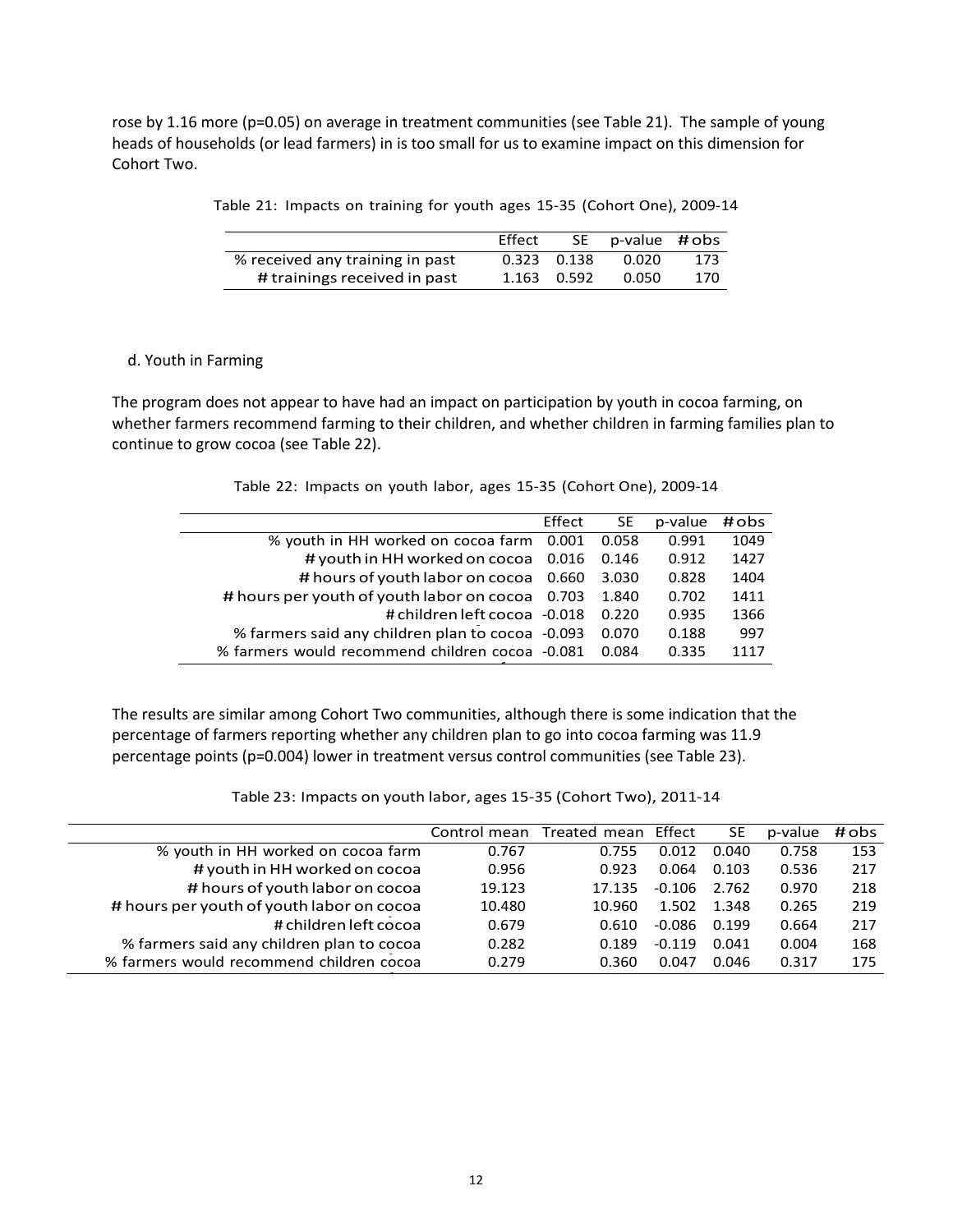rose by 1.16 more (p=0.05) on average in treatment communities (see Table 21). The sample of young heads of households (or lead farmers) in is too small for us to examine impact on this dimension for Cohort Two.

Table 21: Impacts on training for youth ages 15-35 (Cohort One), 2009-14

| | Effect | SE | p-value | # obs |
|---|---|---|---|---|
| % received any training in past | 0.323 | 0.138 | 0.020 | 173 |
| # trainings received in past | 1.163 | 0.592 | 0.050 | 170 |

d. Youth in Farming

The program does not appear to have had an impact on participation by youth in cocoa farming, on whether farmers recommend farming to their children, and whether children in farming families plan to continue to grow cocoa (see Table 22).

Table 22: Impacts on youth labor, ages 15-35 (Cohort One), 2009-14

| | Effect | SE | p-value | # obs |
|---|---|---|---|---|
| % youth in HH worked on cocoa farm | 0.001 | 0.058 | 0.991 | 1049 |
| # youth in HH worked on cocoa | 0.016 | 0.146 | 0.912 | 1427 |
| # hours of youth labor on cocoa | 0.660 | 3.030 | 0.828 | 1404 |
| # hours per youth of youth labor on cocoa | 0.703 | 1.840 | 0.702 | 1411 |
| # children left cocoa | -0.018 | 0.220 | 0.935 | 1366 |
| % farmers said any children plan to cocoa | -0.093 | 0.070 | 0.188 | 997 |
| % farmers would recommend children cocoa | -0.081 | 0.084 | 0.335 | 1117 |

The results are similar among Cohort Two communities, although there is some indication that the percentage of farmers reporting whether any children plan to go into cocoa farming was 11.9 percentage points (p=0.004) lower in treatment versus control communities (see Table 23).

Table 23: Impacts on youth labor, ages 15-35 (Cohort Two), 2011-14

| | Control mean | Treated mean | Effect | SE | p-value | # obs |
|---|---|---|---|---|---|---|
| % youth in HH worked on cocoa farm | 0.767 | 0.755 | 0.012 | 0.040 | 0.758 | 153 |
| # youth in HH worked on cocoa | 0.956 | 0.923 | 0.064 | 0.103 | 0.536 | 217 |
| # hours of youth labor on cocoa | 19.123 | 17.135 | -0.106 | 2.762 | 0.970 | 218 |
| # hours per youth of youth labor on cocoa | 10.480 | 10.960 | 1.502 | 1.348 | 0.265 | 219 |
| # children left cocoa | 0.679 | 0.610 | -0.086 | 0.199 | 0.664 | 217 |
| % farmers said any children plan to cocoa | 0.282 | 0.189 | -0.119 | 0.041 | 0.004 | 168 |
| % farmers would recommend children cocoa | 0.279 | 0.360 | 0.047 | 0.046 | 0.317 | 175 |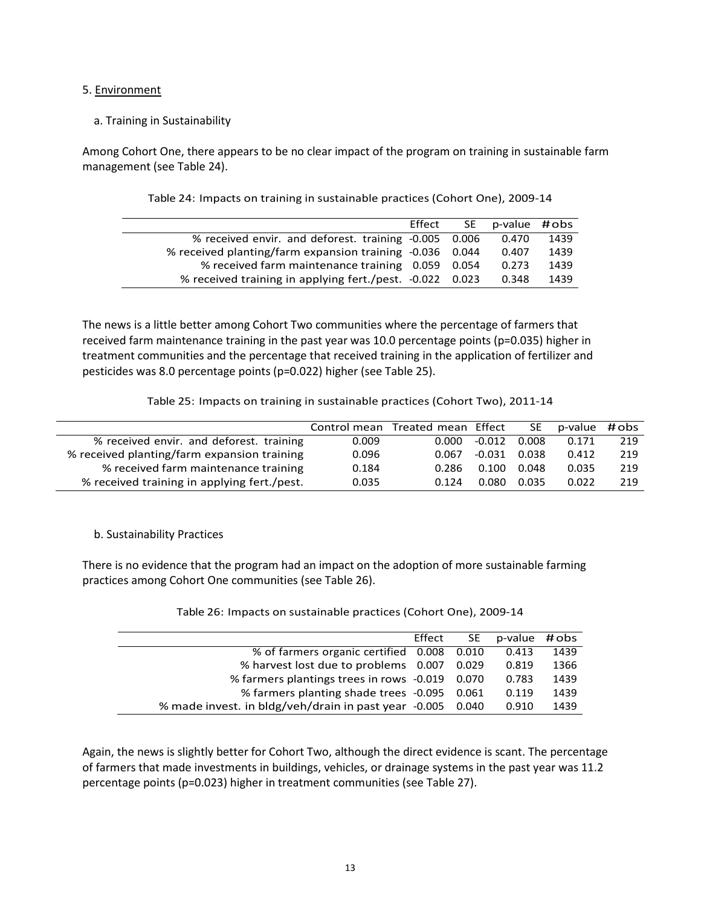5. Environment

a. Training in Sustainability

Among Cohort One, there appears to be no clear impact of the program on training in sustainable farm management (see Table 24).

Table 24: Impacts on training in sustainable practices (Cohort One), 2009-14

| | Effect | SE | p-value | # obs |
|---|---|---|---|---|
| % received envir. and deforest. training | -0.005 | 0.006 | 0.470 | 1439 |
| % received planting/farm expansion training | -0.036 | 0.044 | 0.407 | 1439 |
| % received farm maintenance training | 0.059 | 0.054 | 0.273 | 1439 |
| % received training in applying fert./pest. | -0.022 | 0.023 | 0.348 | 1439 |

The news is a little better among Cohort Two communities where the percentage of farmers that received farm maintenance training in the past year was 10.0 percentage points (p=0.035) higher in treatment communities and the percentage that received training in the application of fertilizer and pesticides was 8.0 percentage points (p=0.022) higher (see Table 25).

Table 25: Impacts on training in sustainable practices (Cohort Two), 2011-14

| | Control mean | Treated mean | Effect | SE | p-value | # obs |
|---|---|---|---|---|---|---|
| % received envir. and deforest. training | 0.009 | 0.000 | -0.012 | 0.008 | 0.171 | 219 |
| % received planting/farm expansion training | 0.096 | 0.067 | -0.031 | 0.038 | 0.412 | 219 |
| % received farm maintenance training | 0.184 | 0.286 | 0.100 | 0.048 | 0.035 | 219 |
| % received training in applying fert./pest. | 0.035 | 0.124 | 0.080 | 0.035 | 0.022 | 219 |

b. Sustainability Practices

There is no evidence that the program had an impact on the adoption of more sustainable farming practices among Cohort One communities (see Table 26).

Table 26: Impacts on sustainable practices (Cohort One), 2009-14

| | Effect | SE | p-value | # obs |
|---|---|---|---|---|
| % of farmers organic certified | 0.008 | 0.010 | 0.413 | 1439 |
| % harvest lost due to problems | 0.007 | 0.029 | 0.819 | 1366 |
| % farmers plantings trees in rows | -0.019 | 0.070 | 0.783 | 1439 |
| % farmers planting shade trees | -0.095 | 0.061 | 0.119 | 1439 |
| % made invest. in bldg/veh/drain in past year | -0.005 | 0.040 | 0.910 | 1439 |

Again, the news is slightly better for Cohort Two, although the direct evidence is scant. The percentage of farmers that made investments in buildings, vehicles, or drainage systems in the past year was 11.2 percentage points (p=0.023) higher in treatment communities (see Table 27).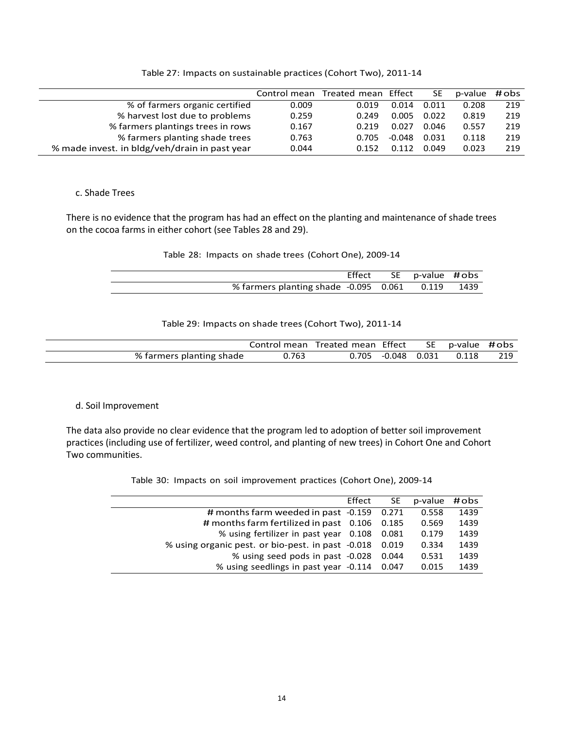Table 27: Impacts on sustainable practices (Cohort Two), 2011-14

| | Control mean | Treated mean | Effect | SE | p-value | # obs |
|---|---|---|---|---|---|---|
| % of farmers organic certified | 0.009 | 0.019 | 0.014 | 0.011 | 0.208 | 219 |
| % harvest lost due to problems | 0.259 | 0.249 | 0.005 | 0.022 | 0.819 | 219 |
| % farmers plantings trees in rows | 0.167 | 0.219 | 0.027 | 0.046 | 0.557 | 219 |
| % farmers planting shade trees | 0.763 | 0.705 | -0.048 | 0.031 | 0.118 | 219 |
| % made invest. in bldg/veh/drain in past year | 0.044 | 0.152 | 0.112 | 0.049 | 0.023 | 219 |

c. Shade Trees

There is no evidence that the program has had an effect on the planting and maintenance of shade trees on the cocoa farms in either cohort (see Tables 28 and 29).

Table 28: Impacts on shade trees (Cohort One), 2009-14

| | Effect | SE | p-value | # obs |
|---|---|---|---|---|
| % farmers planting shade | -0.095 | 0.061 | 0.119 | 1439 |

Table 29: Impacts on shade trees (Cohort Two), 2011-14

| | Control mean | Treated mean | Effect | SE | p-value | # obs |
|---|---|---|---|---|---|---|
| % farmers planting shade | 0.763 | 0.705 | -0.048 | 0.031 | 0.118 | 219 |

d. Soil Improvement

The data also provide no clear evidence that the program led to adoption of better soil improvement practices (including use of fertilizer, weed control, and planting of new trees) in Cohort One and Cohort Two communities.

Table 30: Impacts on soil improvement practices (Cohort One), 2009-14

| | Effect | SE | p-value | # obs |
|---|---|---|---|---|
| # months farm weeded in past | -0.159 | 0.271 | 0.558 | 1439 |
| # months farm fertilized in past | 0.106 | 0.185 | 0.569 | 1439 |
| % using fertilizer in past year | 0.108 | 0.081 | 0.179 | 1439 |
| % using organic pest. or bio-pest. in past | -0.018 | 0.019 | 0.334 | 1439 |
| % using seed pods in past | -0.028 | 0.044 | 0.531 | 1439 |
| % using seedlings in past year | -0.114 | 0.047 | 0.015 | 1439 |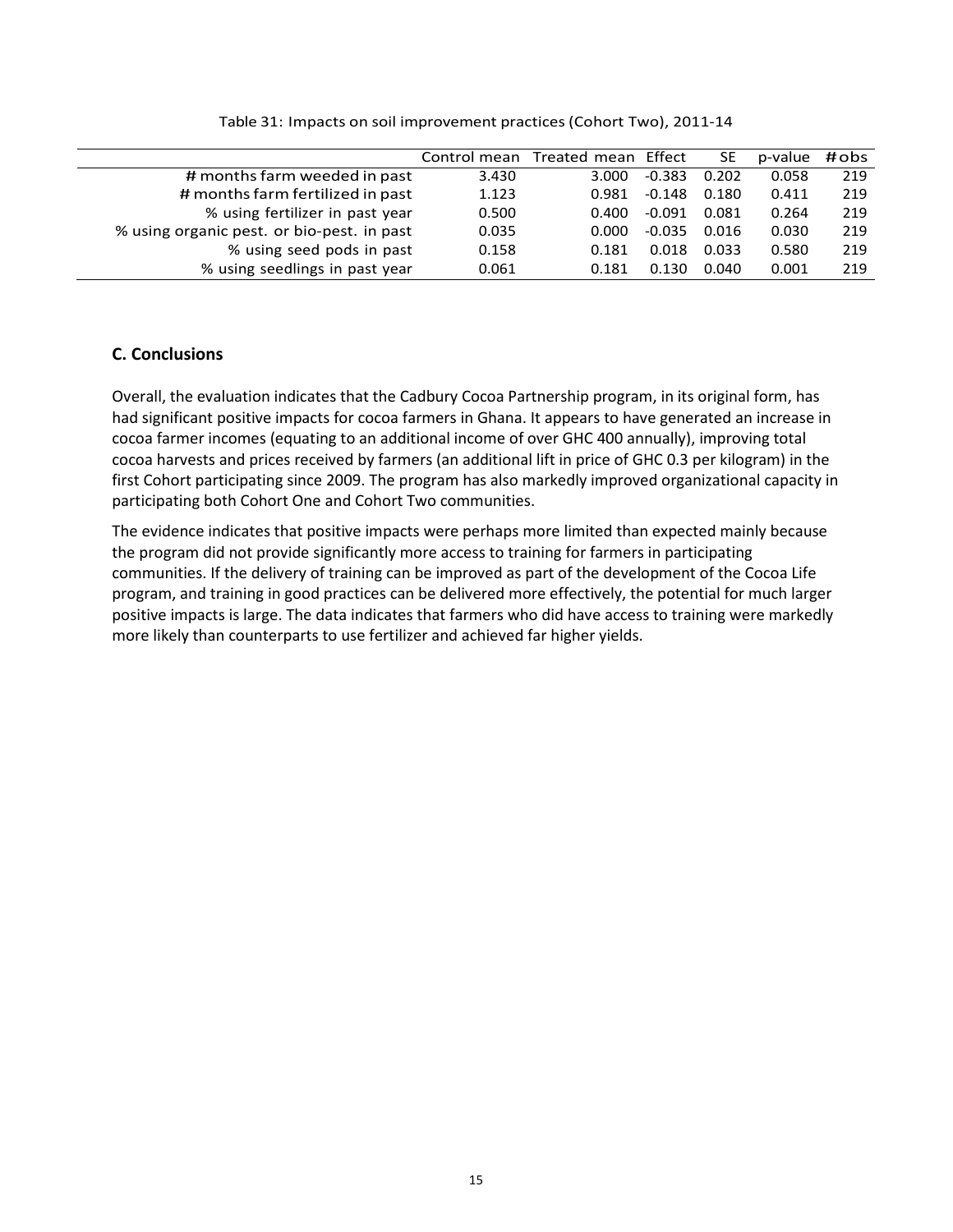Table 31: Impacts on soil improvement practices (Cohort Two), 2011-14

| | Control mean | Treated mean | Effect | SE | p-value | # obs |
|---|---|---|---|---|---|---|
| # months farm weeded in past | 3.430 | 3.000 | -0.383 | 0.202 | 0.058 | 219 |
| # months farm fertilized in past | 1.123 | 0.981 | -0.148 | 0.180 | 0.411 | 219 |
| % using fertilizer in past year | 0.500 | 0.400 | -0.091 | 0.081 | 0.264 | 219 |
| % using organic pest. or bio-pest. in past | 0.035 | 0.000 | -0.035 | 0.016 | 0.030 | 219 |
| % using seed pods in past | 0.158 | 0.181 | 0.018 | 0.033 | 0.580 | 219 |
| % using seedlings in past year | 0.061 | 0.181 | 0.130 | 0.040 | 0.001 | 219 |

## C. Conclusions

Overall, the evaluation indicates that the Cadbury Cocoa Partnership program, in its original form, has had significant positive impacts for cocoa farmers in Ghana. It appears to have generated an increase in cocoa farmer incomes (equating to an additional income of over GHC 400 annually), improving total cocoa harvests and prices received by farmers (an additional lift in price of GHC 0.3 per kilogram) in the first Cohort participating since 2009. The program has also markedly improved organizational capacity in participating both Cohort One and Cohort Two communities.

The evidence indicates that positive impacts were perhaps more limited than expected mainly because the program did not provide significantly more access to training for farmers in participating communities. If the delivery of training can be improved as part of the development of the Cocoa Life program, and training in good practices can be delivered more effectively, the potential for much larger positive impacts is large. The data indicates that farmers who did have access to training were markedly more likely than counterparts to use fertilizer and achieved far higher yields.